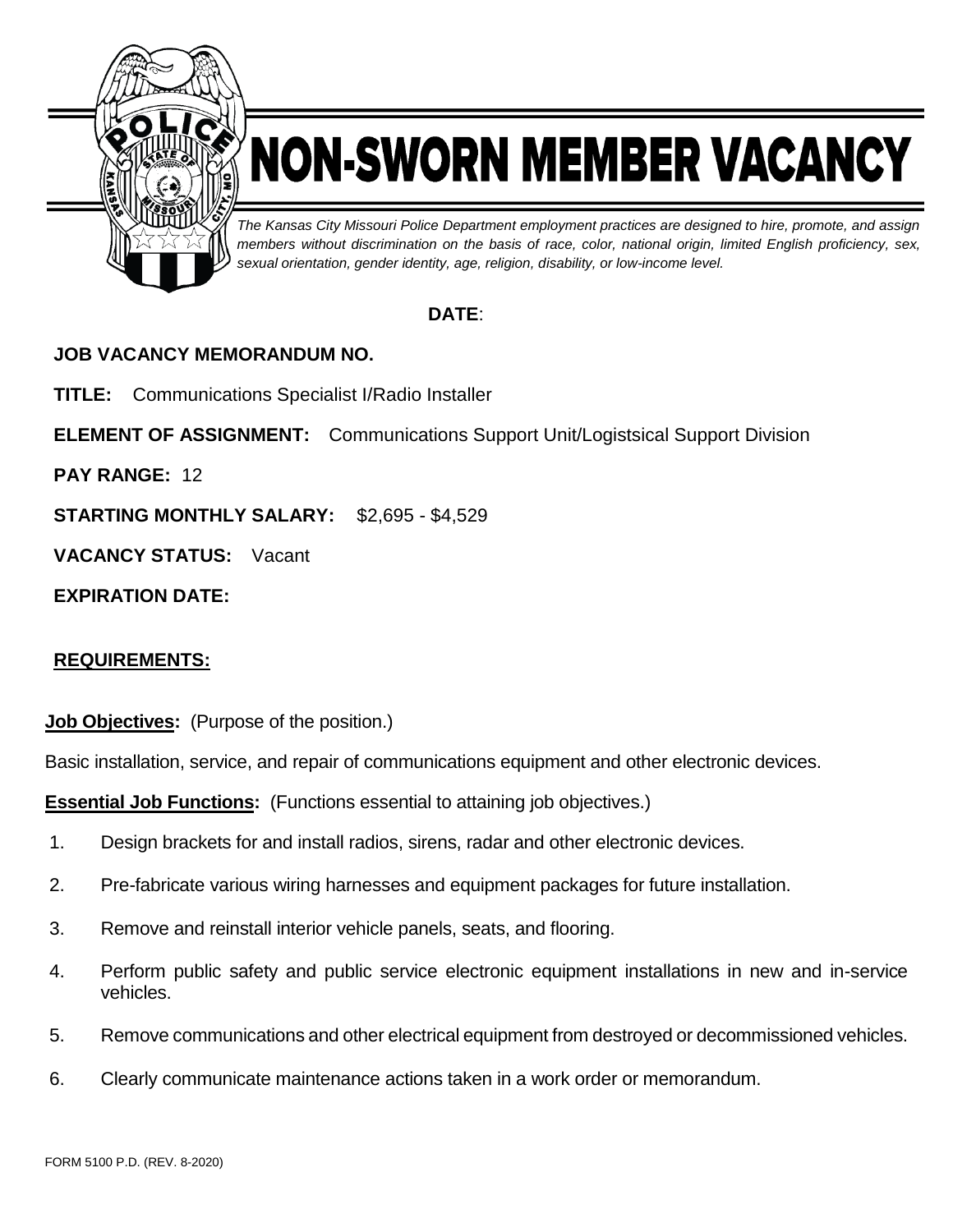# NON-SWORN MEMBER VACANCY

*The Kansas City Missouri Police Department employment practices are designed to hire, promote, and assign members without discrimination on the basis of race, color, national origin, limited English proficiency, sex, sexual orientation, gender identity, age, religion, disability, or low-income level.*

**DATE**:

**JOB VACANCY MEMORANDUM NO.**

**TITLE:** Communications Specialist I/Radio Installer

**ELEMENT OF ASSIGNMENT:** Communications Support Unit/Logistsical Support Division

**PAY RANGE:** 12

**STARTING MONTHLY SALARY:** $2,695 - $4,529

**VACANCY STATUS:** Vacant

**EXPIRATION DATE:**

## REQUIREMENTS:

**Job Objectives:** (Purpose of the position.)

Basic installation, service, and repair of communications equipment and other electronic devices.

**Essential Job Functions:** (Functions essential to attaining job objectives.)

1. Design brackets for and install radios, sirens, radar and other electronic devices.
2. Pre-fabricate various wiring harnesses and equipment packages for future installation.
3. Remove and reinstall interior vehicle panels, seats, and flooring.
4. Perform public safety and public service electronic equipment installations in new and in-service vehicles.
5. Remove communications and other electrical equipment from destroyed or decommissioned vehicles.
6. Clearly communicate maintenance actions taken in a work order or memorandum.

FORM 5100 P.D. (REV. 8-2020)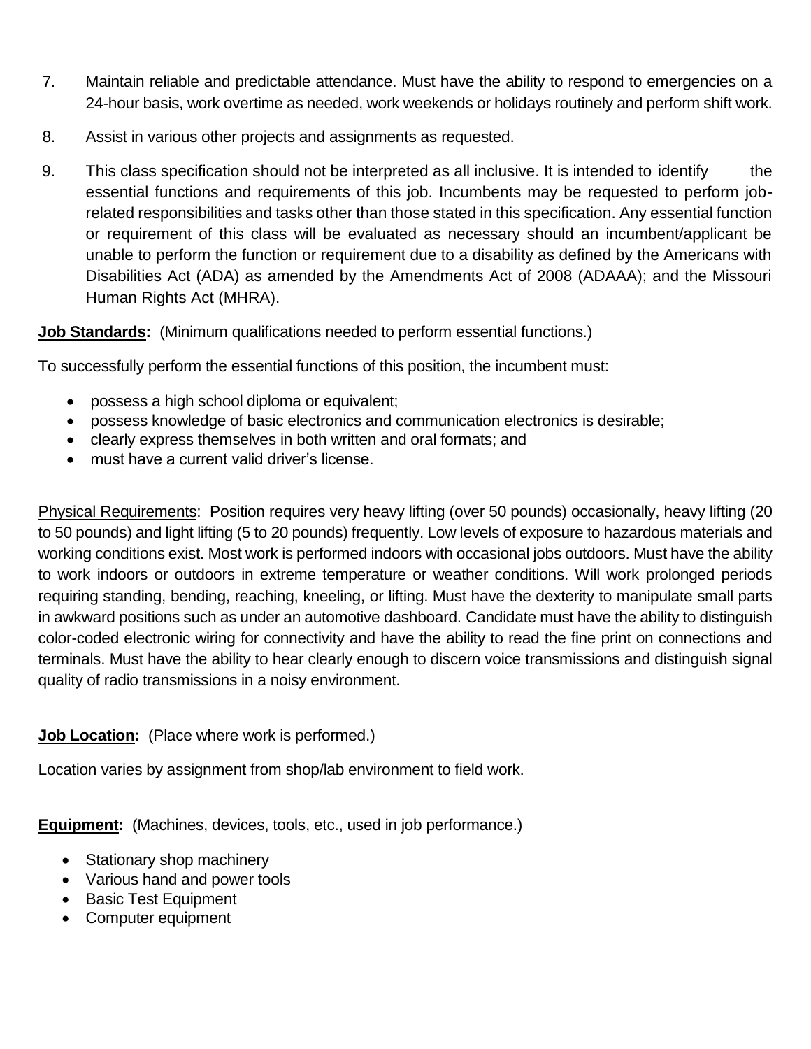7. Maintain reliable and predictable attendance. Must have the ability to respond to emergencies on a 24-hour basis, work overtime as needed, work weekends or holidays routinely and perform shift work.

8. Assist in various other projects and assignments as requested.

9. This class specification should not be interpreted as all inclusive. It is intended to identify the essential functions and requirements of this job. Incumbents may be requested to perform job-related responsibilities and tasks other than those stated in this specification. Any essential function or requirement of this class will be evaluated as necessary should an incumbent/applicant be unable to perform the function or requirement due to a disability as defined by the Americans with Disabilities Act (ADA) as amended by the Amendments Act of 2008 (ADAAA); and the Missouri Human Rights Act (MHRA).

**Job Standards:** (Minimum qualifications needed to perform essential functions.)

To successfully perform the essential functions of this position, the incumbent must:

- possess a high school diploma or equivalent;
- possess knowledge of basic electronics and communication electronics is desirable;
- clearly express themselves in both written and oral formats; and
- must have a current valid driver's license.

Physical Requirements: Position requires very heavy lifting (over 50 pounds) occasionally, heavy lifting (20 to 50 pounds) and light lifting (5 to 20 pounds) frequently. Low levels of exposure to hazardous materials and working conditions exist. Most work is performed indoors with occasional jobs outdoors. Must have the ability to work indoors or outdoors in extreme temperature or weather conditions. Will work prolonged periods requiring standing, bending, reaching, kneeling, or lifting. Must have the dexterity to manipulate small parts in awkward positions such as under an automotive dashboard. Candidate must have the ability to distinguish color-coded electronic wiring for connectivity and have the ability to read the fine print on connections and terminals. Must have the ability to hear clearly enough to discern voice transmissions and distinguish signal quality of radio transmissions in a noisy environment.

**Job Location:** (Place where work is performed.)

Location varies by assignment from shop/lab environment to field work.

**Equipment:** (Machines, devices, tools, etc., used in job performance.)

- Stationary shop machinery
- Various hand and power tools
- Basic Test Equipment
- Computer equipment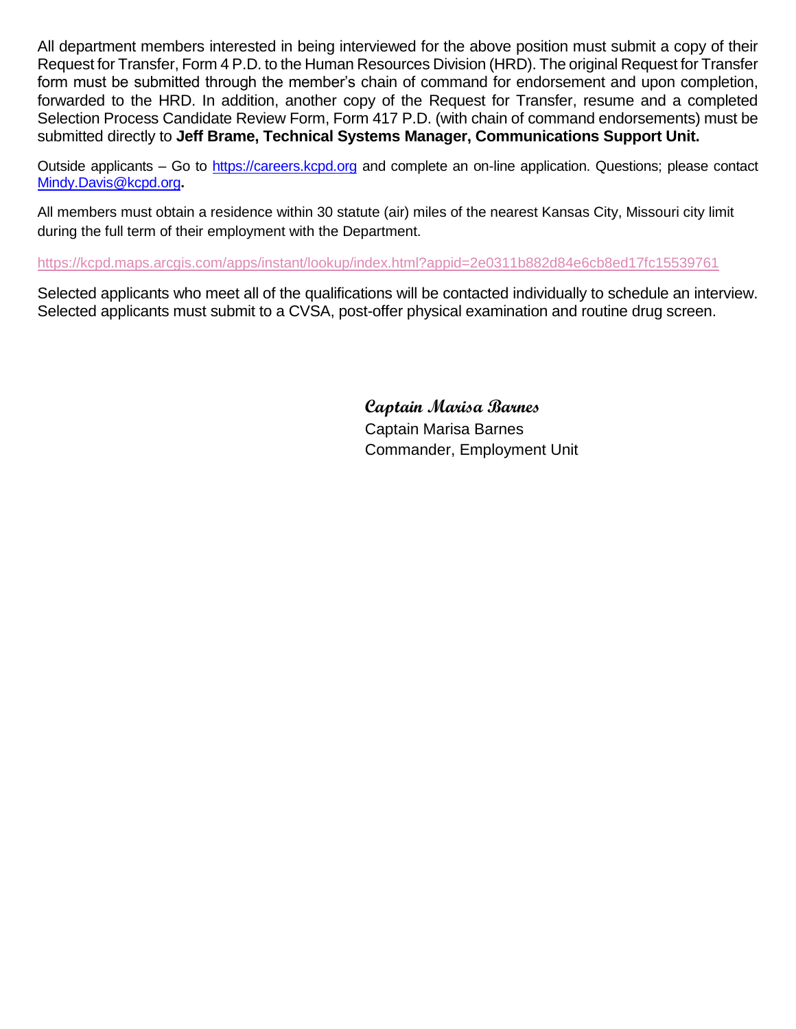All department members interested in being interviewed for the above position must submit a copy of their Request for Transfer, Form 4 P.D. to the Human Resources Division (HRD). The original Request for Transfer form must be submitted through the member's chain of command for endorsement and upon completion, forwarded to the HRD. In addition, another copy of the Request for Transfer, resume and a completed Selection Process Candidate Review Form, Form 417 P.D. (with chain of command endorsements) must be submitted directly to **Jeff Brame, Technical Systems Manager, Communications Support Unit.**

Outside applicants – Go to https://careers.kcpd.org and complete an on-line application. Questions; please contact Mindy.Davis@kcpd.org**.**

All members must obtain a residence within 30 statute (air) miles of the nearest Kansas City, Missouri city limit during the full term of their employment with the Department.

https://kcpd.maps.arcgis.com/apps/instant/lookup/index.html?appid=2e0311b882d84e6cb8ed17fc15539761

Selected applicants who meet all of the qualifications will be contacted individually to schedule an interview. Selected applicants must submit to a CVSA, post-offer physical examination and routine drug screen.

*Captain Marisa Barnes*
Captain Marisa Barnes
Commander, Employment Unit